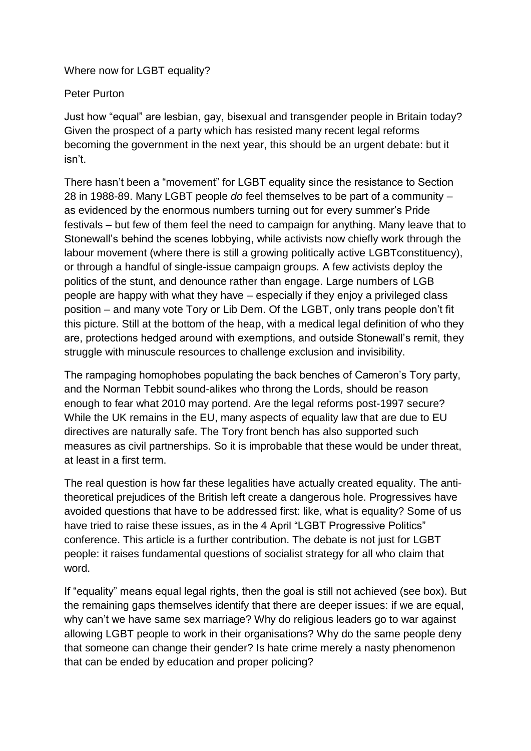# Where now for LGBT equality?

Peter Purton

Just how "equal" are lesbian, gay, bisexual and transgender people in Britain today? Given the prospect of a party which has resisted many recent legal reforms becoming the government in the next year, this should be an urgent debate: but it isn't.

There hasn't been a "movement" for LGBT equality since the resistance to Section 28 in 1988-89. Many LGBT people *do* feel themselves to be part of a community – as evidenced by the enormous numbers turning out for every summer's Pride festivals – but few of them feel the need to campaign for anything. Many leave that to Stonewall's behind the scenes lobbying, while activists now chiefly work through the labour movement (where there is still a growing politically active LGBTconstituency), or through a handful of single-issue campaign groups. A few activists deploy the politics of the stunt, and denounce rather than engage. Large numbers of LGB people are happy with what they have – especially if they enjoy a privileged class position – and many vote Tory or Lib Dem. Of the LGBT, only trans people don't fit this picture. Still at the bottom of the heap, with a medical legal definition of who they are, protections hedged around with exemptions, and outside Stonewall's remit, they struggle with minuscule resources to challenge exclusion and invisibility.

The rampaging homophobes populating the back benches of Cameron's Tory party, and the Norman Tebbit sound-alikes who throng the Lords, should be reason enough to fear what 2010 may portend. Are the legal reforms post-1997 secure? While the UK remains in the EU, many aspects of equality law that are due to EU directives are naturally safe. The Tory front bench has also supported such measures as civil partnerships. So it is improbable that these would be under threat, at least in a first term.

The real question is how far these legalities have actually created equality. The anti-theoretical prejudices of the British left create a dangerous hole. Progressives have avoided questions that have to be addressed first: like, what is equality? Some of us have tried to raise these issues, as in the 4 April "LGBT Progressive Politics" conference. This article is a further contribution. The debate is not just for LGBT people: it raises fundamental questions of socialist strategy for all who claim that word.

If "equality" means equal legal rights, then the goal is still not achieved (see box). But the remaining gaps themselves identify that there are deeper issues: if we are equal, why can't we have same sex marriage? Why do religious leaders go to war against allowing LGBT people to work in their organisations? Why do the same people deny that someone can change their gender? Is hate crime merely a nasty phenomenon that can be ended by education and proper policing?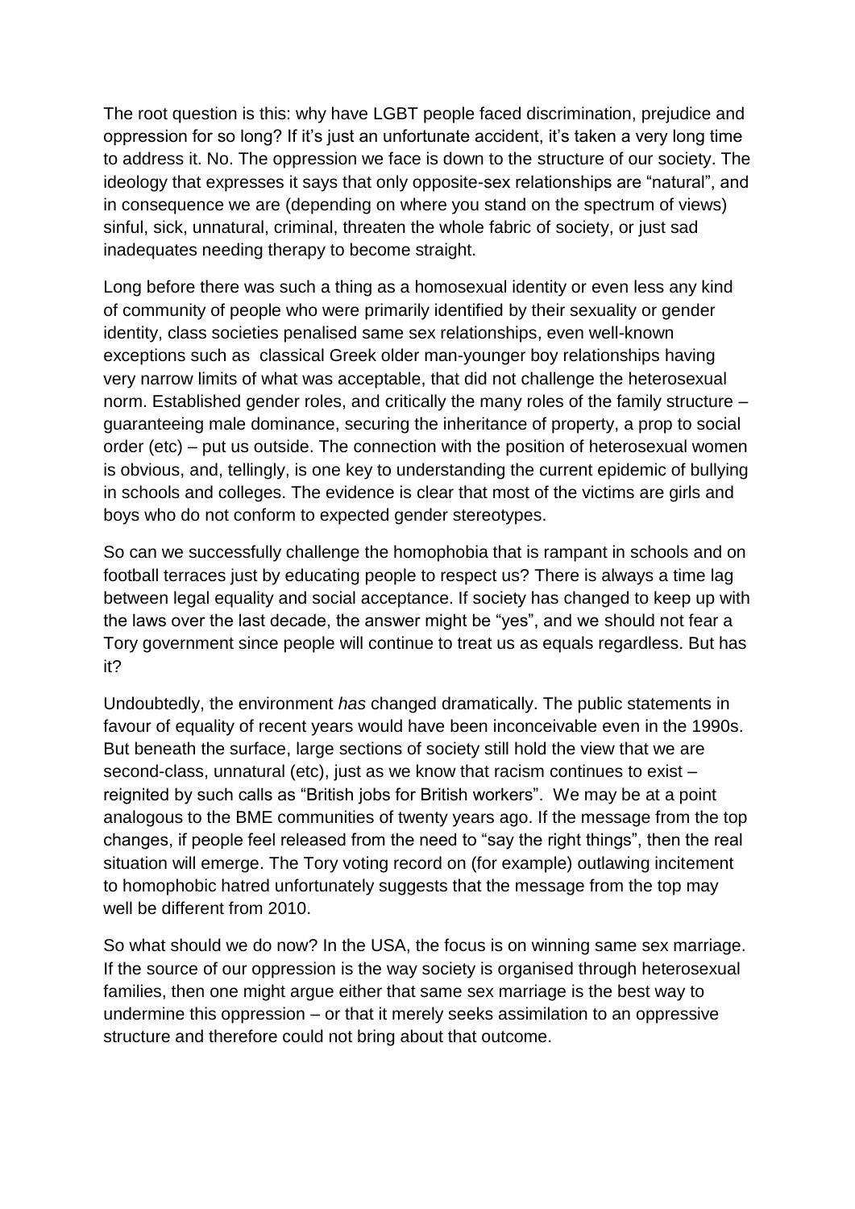The root question is this: why have LGBT people faced discrimination, prejudice and oppression for so long? If it's just an unfortunate accident, it's taken a very long time to address it. No. The oppression we face is down to the structure of our society. The ideology that expresses it says that only opposite-sex relationships are "natural", and in consequence we are (depending on where you stand on the spectrum of views) sinful, sick, unnatural, criminal, threaten the whole fabric of society, or just sad inadequates needing therapy to become straight.

Long before there was such a thing as a homosexual identity or even less any kind of community of people who were primarily identified by their sexuality or gender identity, class societies penalised same sex relationships, even well-known exceptions such as classical Greek older man-younger boy relationships having very narrow limits of what was acceptable, that did not challenge the heterosexual norm. Established gender roles, and critically the many roles of the family structure – guaranteeing male dominance, securing the inheritance of property, a prop to social order (etc) – put us outside. The connection with the position of heterosexual women is obvious, and, tellingly, is one key to understanding the current epidemic of bullying in schools and colleges. The evidence is clear that most of the victims are girls and boys who do not conform to expected gender stereotypes.

So can we successfully challenge the homophobia that is rampant in schools and on football terraces just by educating people to respect us? There is always a time lag between legal equality and social acceptance. If society has changed to keep up with the laws over the last decade, the answer might be "yes", and we should not fear a Tory government since people will continue to treat us as equals regardless. But has it?

Undoubtedly, the environment *has* changed dramatically. The public statements in favour of equality of recent years would have been inconceivable even in the 1990s. But beneath the surface, large sections of society still hold the view that we are second-class, unnatural (etc), just as we know that racism continues to exist – reignited by such calls as "British jobs for British workers". We may be at a point analogous to the BME communities of twenty years ago. If the message from the top changes, if people feel released from the need to "say the right things", then the real situation will emerge. The Tory voting record on (for example) outlawing incitement to homophobic hatred unfortunately suggests that the message from the top may well be different from 2010.

So what should we do now? In the USA, the focus is on winning same sex marriage. If the source of our oppression is the way society is organised through heterosexual families, then one might argue either that same sex marriage is the best way to undermine this oppression – or that it merely seeks assimilation to an oppressive structure and therefore could not bring about that outcome.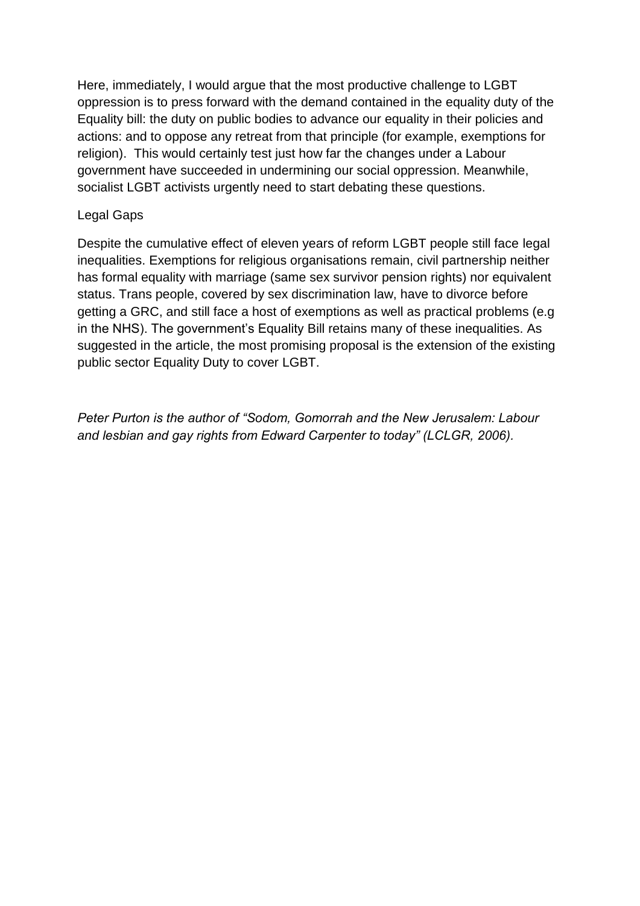Here, immediately, I would argue that the most productive challenge to LGBT oppression is to press forward with the demand contained in the equality duty of the Equality bill: the duty on public bodies to advance our equality in their policies and actions: and to oppose any retreat from that principle (for example, exemptions for religion). This would certainly test just how far the changes under a Labour government have succeeded in undermining our social oppression. Meanwhile, socialist LGBT activists urgently need to start debating these questions.

## Legal Gaps

Despite the cumulative effect of eleven years of reform LGBT people still face legal inequalities. Exemptions for religious organisations remain, civil partnership neither has formal equality with marriage (same sex survivor pension rights) nor equivalent status. Trans people, covered by sex discrimination law, have to divorce before getting a GRC, and still face a host of exemptions as well as practical problems (e.g in the NHS). The government's Equality Bill retains many of these inequalities. As suggested in the article, the most promising proposal is the extension of the existing public sector Equality Duty to cover LGBT.

*Peter Purton is the author of "Sodom, Gomorrah and the New Jerusalem: Labour and lesbian and gay rights from Edward Carpenter to today" (LCLGR, 2006).*